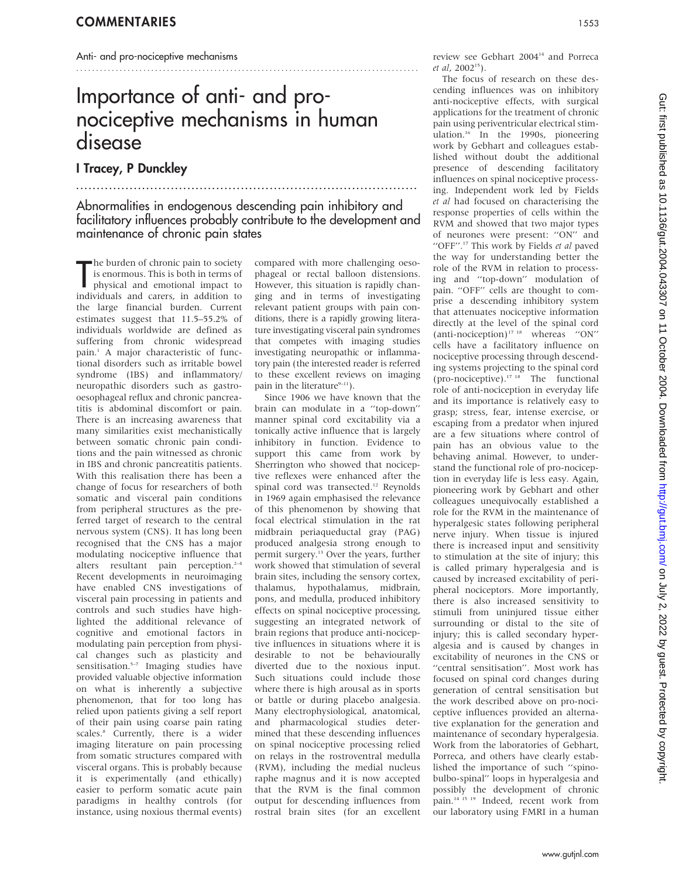Anti- and pro-nociceptive mechanisms

# Importance of anti- and pro-nociceptive mechanisms in human disease

## I Tracey, P Dunckley

**Abnormalities in endogenous descending pain inhibitory and facilitatory influences probably contribute to the development and maintenance of chronic pain states**

The burden of chronic pain to society is enormous. This is both in terms of physical and emotional impact to individuals and carers, in addition to the large financial burden. Current estimates suggest that 11.5–55.2% of individuals worldwide are defined as suffering from chronic widespread pain.[1] A major characteristic of functional disorders such as irritable bowel syndrome (IBS) and inflammatory/neuropathic disorders such as gastro-oesophageal reflux and chronic pancreatitis is abdominal discomfort or pain. There is an increasing awareness that many similarities exist mechanistically between somatic chronic pain conditions and the pain witnessed as chronic in IBS and chronic pancreatitis patients. With this realisation there has been a change of focus for researchers of both somatic and visceral pain conditions from peripheral structures as the preferred target of research to the central nervous system (CNS). It has long been recognised that the CNS has a major modulating nociceptive influence that alters resultant pain perception.[2–4] Recent developments in neuroimaging have enabled CNS investigations of visceral pain processing in patients and controls and such studies have highlighted the additional relevance of cognitive and emotional factors in modulating pain perception from physical changes such as plasticity and sensitisation.[5–7] Imaging studies have provided valuable objective information on what is inherently a subjective phenomenon, that for too long has relied upon patients giving a self report of their pain using coarse pain rating scales.[8] Currently, there is a wider imaging literature on pain processing from somatic structures compared with visceral organs. This is probably because it is experimentally (and ethically) easier to perform somatic acute pain paradigms in healthy controls (for instance, using noxious thermal events) compared with more challenging oesophageal or rectal balloon distensions. However, this situation is rapidly changing and in terms of investigating relevant patient groups with pain conditions, there is a rapidly growing literature investigating visceral pain syndromes that competes with imaging studies investigating neuropathic or inflammatory pain (the interested reader is referred to these excellent reviews on imaging pain in the literature[9–11]).

Since 1906 we have known that the brain can modulate in a "top-down" manner spinal cord excitability via a tonically active influence that is largely inhibitory in function. Evidence to support this came from work by Sherrington who showed that nociceptive reflexes were enhanced after the spinal cord was transected.[12] Reynolds in 1969 again emphasised the relevance of this phenomenon by showing that focal electrical stimulation in the rat midbrain periaqueductal gray (PAG) produced analgesia strong enough to permit surgery.[13] Over the years, further work showed that stimulation of several brain sites, including the sensory cortex, thalamus, hypothalamus, midbrain, pons, and medulla, produced inhibitory effects on spinal nociceptive processing, suggesting an integrated network of brain regions that produce anti-nociceptive influences in situations where it is desirable to not be behaviourally diverted due to the noxious input. Such situations could include those where there is high arousal as in sports or battle or during placebo analgesia. Many electrophysiological, anatomical, and pharmacological studies determined that these descending influences on spinal nociceptive processing relied on relays in the rostroventral medulla (RVM), including the medial nucleus raphe magnus and it is now accepted that the RVM is the final common output for descending influences from rostral brain sites (for an excellent review see Gebhart 2004[14] and Porreca *et al*, 2002[15]).

The focus of research on these descending influences was on inhibitory anti-nociceptive effects, with surgical applications for the treatment of chronic pain using periventricular electrical stimulation.[16] In the 1990s, pioneering work by Gebhart and colleagues established without doubt the additional presence of descending facilitatory influences on spinal nociceptive processing. Independent work led by Fields *et al* had focused on characterising the response properties of cells within the RVM and showed that two major types of neurones were present: "ON" and "OFF".[17] This work by Fields *et al* paved the way for understanding better the role of the RVM in relation to processing and "top-down" modulation of pain. "OFF" cells are thought to comprise a descending inhibitory system that attenuates nociceptive information directly at the level of the spinal cord (anti-nociception)[17,18] whereas "ON" cells have a facilitatory influence on nociceptive processing through descending systems projecting to the spinal cord (pro-nociceptive).[17,18] The functional role of anti-nociception in everyday life and its importance is relatively easy to grasp; stress, fear, intense exercise, or escaping from a predator when injured are a few situations where control of pain has an obvious value to the behaving animal. However, to understand the functional role of pro-nociception in everyday life is less easy. Again, pioneering work by Gebhart and other colleagues unequivocally established a role for the RVM in the maintenance of hyperalgesic states following peripheral nerve injury. When tissue is injured there is increased input and sensitivity to stimulation at the site of injury; this is called primary hyperalgesia and is caused by increased excitability of peripheral nociceptors. More importantly, there is also increased sensitivity to stimuli from uninjured tissue either surrounding or distal to the site of injury; this is called secondary hyperalgesia and is caused by changes in excitability of neurones in the CNS or "central sensitisation". Most work has focused on spinal cord changes during generation of central sensitisation but the work described above on pro-nociceptive influences provided an alternative explanation for the generation and maintenance of secondary hyperalgesia. Work from the laboratories of Gebhart, Porreca, and others have clearly established the importance of such "spino-bulbo-spinal" loops in hyperalgesia and possibly the development of chronic pain.[14,15,19] Indeed, recent work from our laboratory using FMRI in a human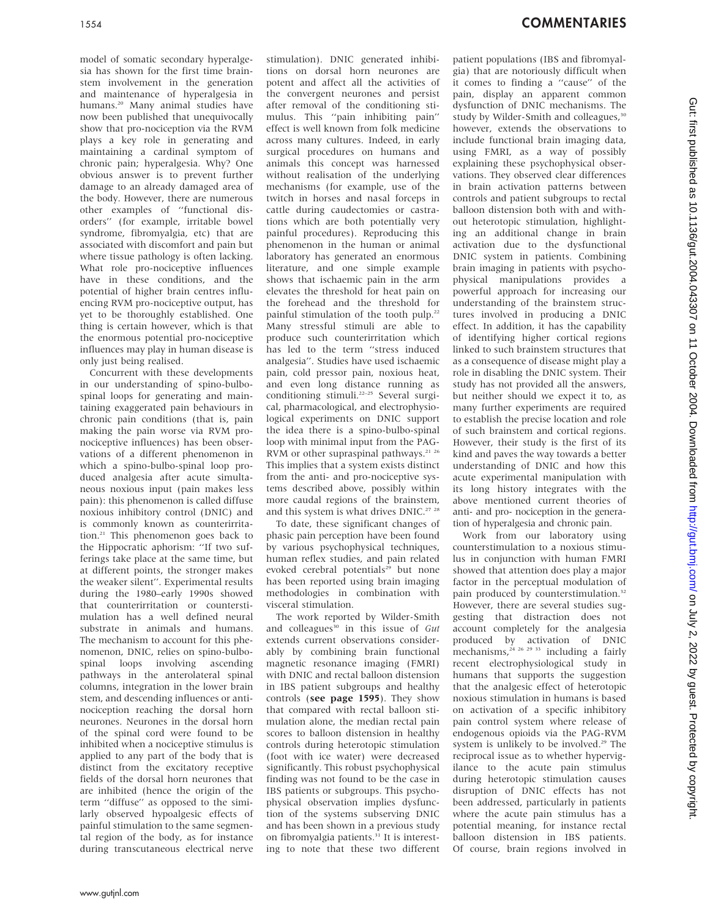model of somatic secondary hyperalgesia has shown for the first time brainstem involvement in the generation and maintenance of hyperalgesia in humans.[20] Many animal studies have now been published that unequivocally show that pro-nociception via the RVM plays a key role in generating and maintaining a cardinal symptom of chronic pain; hyperalgesia. Why? One obvious answer is to prevent further damage to an already damaged area of the body. However, there are numerous other examples of ''functional disorders'' (for example, irritable bowel syndrome, fibromyalgia, etc) that are associated with discomfort and pain but where tissue pathology is often lacking. What role pro-nociceptive influences have in these conditions, and the potential of higher brain centres influencing RVM pro-nociceptive output, has yet to be thoroughly established. One thing is certain however, which is that the enormous potential pro-nociceptive influences may play in human disease is only just being realised.

Concurrent with these developments in our understanding of spino-bulbospinal loops for generating and maintaining exaggerated pain behaviours in chronic pain conditions (that is, pain making the pain worse via RVM pronociceptive influences) has been observations of a different phenomenon in which a spino-bulbo-spinal loop produced analgesia after acute simultaneous noxious input (pain makes less pain): this phenomenon is called diffuse noxious inhibitory control (DNIC) and is commonly known as counterirritation.[21] This phenomenon goes back to the Hippocratic aphorism: ''If two sufferings take place at the same time, but at different points, the stronger makes the weaker silent''. Experimental results during the 1980–early 1990s showed that counterirritation or counterstimulation has a well defined neural substrate in animals and humans. The mechanism to account for this phenomenon, DNIC, relies on spino-bulbospinal loops involving ascending pathways in the anterolateral spinal columns, integration in the lower brain stem, and descending influences or antinociception reaching the dorsal horn neurones. Neurones in the dorsal horn of the spinal cord were found to be inhibited when a nociceptive stimulus is applied to any part of the body that is distinct from the excitatory receptive fields of the dorsal horn neurones that are inhibited (hence the origin of the term ''diffuse'' as opposed to the similarly observed hypoalgesic effects of painful stimulation to the same segmental region of the body, as for instance during transcutaneous electrical nerve stimulation). DNIC generated inhibitions on dorsal horn neurones are potent and affect all the activities of the convergent neurones and persist after removal of the conditioning stimulus. This ''pain inhibiting pain'' effect is well known from folk medicine across many cultures. Indeed, in early surgical procedures on humans and animals this concept was harnessed without realisation of the underlying mechanisms (for example, use of the twitch in horses and nasal forceps in cattle during caudectomies or castrations which are both potentially very painful procedures). Reproducing this phenomenon in the human or animal laboratory has generated an enormous literature, and one simple example shows that ischaemic pain in the arm elevates the threshold for heat pain on the forehead and the threshold for painful stimulation of the tooth pulp.[22] Many stressful stimuli are able to produce such counterirritation which has led to the term ''stress induced analgesia''. Studies have used ischaemic pain, cold pressor pain, noxious heat, and even long distance running as conditioning stimuli.[22–25] Several surgical, pharmacological, and electrophysiological experiments on DNIC support the idea there is a spino-bulbo-spinal loop with minimal input from the PAG-RVM or other supraspinal pathways.[21 26] This implies that a system exists distinct from the anti- and pro-nociceptive systems described above, possibly within more caudal regions of the brainstem, and this system is what drives DNIC.[27 28]

To date, these significant changes of phasic pain perception have been found by various psychophysical techniques, human reflex studies, and pain related evoked cerebral potentials[29] but none has been reported using brain imaging methodologies in combination with visceral stimulation.

The work reported by Wilder-Smith and colleagues[30] in this issue of *Gut* extends current observations considerably by combining brain functional magnetic resonance imaging (FMRI) with DNIC and rectal balloon distension in IBS patient subgroups and healthy controls (**see page 1595**). They show that compared with rectal balloon stimulation alone, the median rectal pain scores to balloon distension in healthy controls during heterotopic stimulation (foot with ice water) were decreased significantly. This robust psychophysical finding was not found to be the case in IBS patients or subgroups. This psychophysical observation implies dysfunction of the systems subserving DNIC and has been shown in a previous study on fibromyalgia patients.[31] It is interesting to note that these two different patient populations (IBS and fibromyalgia) that are notoriously difficult when it comes to finding a ''cause'' of the pain, display an apparent common dysfunction of DNIC mechanisms. The study by Wilder-Smith and colleagues,[30] however, extends the observations to include functional brain imaging data, using FMRI, as a way of possibly explaining these psychophysical observations. They observed clear differences in brain activation patterns between controls and patient subgroups to rectal balloon distension both with and without heterotopic stimulation, highlighting an additional change in brain activation due to the dysfunctional DNIC system in patients. Combining brain imaging in patients with psychophysical manipulations provides a powerful approach for increasing our understanding of the brainstem structures involved in producing a DNIC effect. In addition, it has the capability of identifying higher cortical regions linked to such brainstem structures that as a consequence of disease might play a role in disabling the DNIC system. Their study has not provided all the answers, but neither should we expect it to, as many further experiments are required to establish the precise location and role of such brainstem and cortical regions. However, their study is the first of its kind and paves the way towards a better understanding of DNIC and how this acute experimental manipulation with its long history integrates with the above mentioned current theories of anti- and pro- nociception in the generation of hyperalgesia and chronic pain.

Work from our laboratory using counterstimulation to a noxious stimulus in conjunction with human FMRI showed that attention does play a major factor in the perceptual modulation of pain produced by counterstimulation.[32] However, there are several studies suggesting that distraction does not account completely for the analgesia produced by activation of DNIC mechanisms,[24 26 29 33] including a fairly recent electrophysiological study in humans that supports the suggestion that the analgesic effect of heterotopic noxious stimulation in humans is based on activation of a specific inhibitory pain control system where release of endogenous opioids via the PAG-RVM system is unlikely to be involved.[29] The reciprocal issue as to whether hypervigilance to the acute pain stimulus during heterotopic stimulation causes disruption of DNIC effects has not been addressed, particularly in patients where the acute pain stimulus has a potential meaning, for instance rectal balloon distension in IBS patients. Of course, brain regions involved in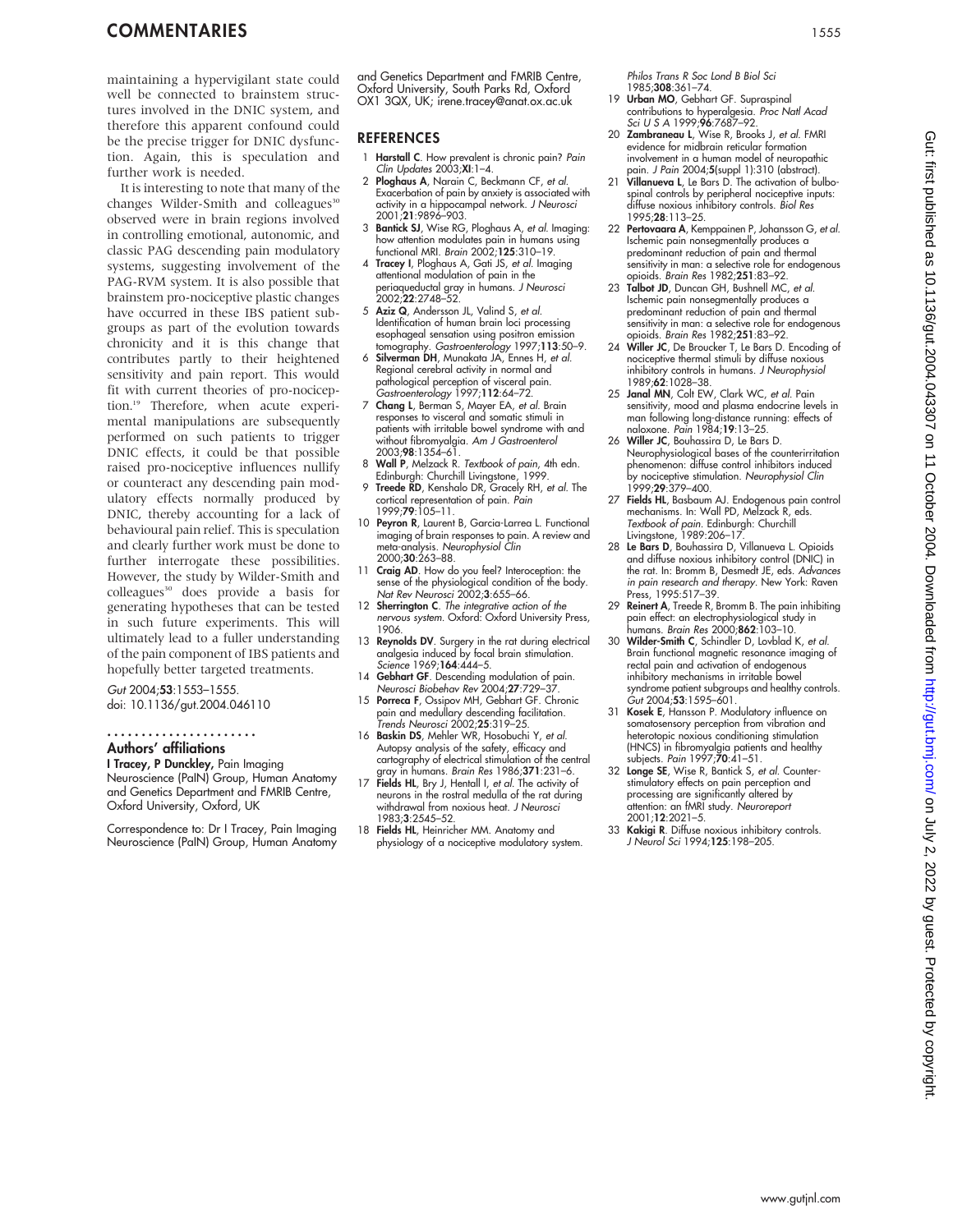maintaining a hypervigilant state could well be connected to brainstem structures involved in the DNIC system, and therefore this apparent confound could be the precise trigger for DNIC dysfunction. Again, this is speculation and further work is needed.

It is interesting to note that many of the changes Wilder-Smith and colleagues[30] observed were in brain regions involved in controlling emotional, autonomic, and classic PAG descending pain modulatory systems, suggesting involvement of the PAG-RVM system. It is also possible that brainstem pro-nociceptive plastic changes have occurred in these IBS patient subgroups as part of the evolution towards chronicity and it is this change that contributes partly to their heightened sensitivity and pain report. This would fit with current theories of pro-nociception.[19] Therefore, when acute experimental manipulations are subsequently performed on such patients to trigger DNIC effects, it could be that possible raised pro-nociceptive influences nullify or counteract any descending pain modulatory effects normally produced by DNIC, thereby accounting for a lack of behavioural pain relief. This is speculation and clearly further work must be done to further interrogate these possibilities. However, the study by Wilder-Smith and colleagues[30] does provide a basis for generating hypotheses that can be tested in such future experiments. This will ultimately lead to a fuller understanding of the pain component of IBS patients and hopefully better targeted treatments.

*Gut* 2004;**53**:1553–1555.
doi: 10.1136/gut.2004.046110

## Authors' affiliations

**I Tracey, P Dunckley,** Pain Imaging Neuroscience (PaIN) Group, Human Anatomy and Genetics Department and FMRIB Centre, Oxford University, Oxford, UK

Correspondence to: Dr I Tracey, Pain Imaging Neuroscience (PaIN) Group, Human Anatomy and Genetics Department and FMRIB Centre, Oxford University, South Parks Rd, Oxford OX1 3QX, UK; irene.tracey@anat.ox.ac.uk

## REFERENCES

1. **Harstall C**. How prevalent is chronic pain? *Pain Clin Updates* 2003;**XI**:1–4.
2. **Ploghaus A**, Narain C, Beckmann CF, *et al*. Exacerbation of pain by anxiety is associated with activity in a hippocampal network. *J Neurosci* 2001;**21**:9896–903.
3. **Bantick SJ**, Wise RG, Ploghaus A, *et al*. Imaging: how attention modulates pain in humans using functional MRI. *Brain* 2002;**125**:310–19.
4. **Tracey I**, Ploghaus A, Gati JS, *et al*. Imaging attentional modulation of pain in the periaqueductal gray in humans. *J Neurosci* 2002;**22**:2748–52.
5. **Aziz Q**, Andersson JL, Valind S, *et al*. Identification of human brain loci processing esophageal sensation using positron emission tomography. *Gastroenterology* 1997;**113**:50–9.
6. **Silverman DH**, Munakata JA, Ennes H, *et al*. Regional cerebral activity in normal and pathological perception of visceral pain. *Gastroenterology* 1997;**112**:64–72.
7. **Chang L**, Berman S, Mayer EA, *et al*. Brain responses to visceral and somatic stimuli in patients with irritable bowel syndrome with and without fibromyalgia. *Am J Gastroenterol* 2003;**98**:1354–61.
8. **Wall P**, Melzack R. *Textbook of pain*, 4th edn. Edinburgh: Churchill Livingstone, 1999.
9. **Treede RD**, Kenshalo DR, Gracely RH, *et al*. The cortical representation of pain. *Pain* 1999;**79**:105–11.
10. **Peyron R**, Laurent B, Garcia-Larrea L. Functional imaging of brain responses to pain. A review and meta-analysis. *Neurophysiol Clin* 2000;**30**:263–88.
11. **Craig AD**. How do you feel? Interoception: the sense of the physiological condition of the body. *Nat Rev Neurosci* 2002;**3**:655–66.
12. **Sherrington C**. *The integrative action of the nervous system*. Oxford: Oxford University Press, 1906.
13. **Reynolds DV**. Surgery in the rat during electrical analgesia induced by focal brain stimulation. *Science* 1969;**164**:444–5.
14. **Gebhart GF**. Descending modulation of pain. *Neurosci Biobehav Rev* 2004;**27**:729–37.
15. **Porreca F**, Ossipov MH, Gebhart GF. Chronic pain and medullary descending facilitation. *Trends Neurosci* 2002;**25**:319–25.
16. **Baskin DS**, Mehler WR, Hosobuchi Y, *et al*. Autopsy analysis of the safety, efficacy and cartography of electrical stimulation of the central gray in humans. *Brain Res* 1986;**371**:231–6.
17. **Fields HL**, Bry J, Hentall I, *et al*. The activity of neurons in the rostral medulla of the rat during withdrawal from noxious heat. *J Neurosci* 1983;**3**:2545–52.
18. **Fields HL**, Heinricher MM. Anatomy and physiology of a nociceptive modulatory system. *Philos Trans R Soc Lond B Biol Sci* 1985;**308**:361–74.
19. **Urban MO**, Gebhart GF. Supraspinal contributions to hyperalgesia. *Proc Natl Acad Sci U S A* 1999;**96**:7687–92.
20. **Zambraneau L**, Wise R, Brooks J, *et al*. FMRI evidence for midbrain reticular formation involvement in a human model of neuropathic pain. *J Pain* 2004;**5**(suppl 1):310 (abstract).
21. **Villanueva L**, Le Bars D. The activation of bulbo-spinal controls by peripheral nociceptive inputs: diffuse noxious inhibitory controls. *Biol Res* 1995;**28**:113–25.
22. **Pertovaara A**, Kemppainen P, Johansson G, *et al*. Ischemic pain nonsegmentally produces a predominant reduction of pain and thermal sensitivity in man: a selective role for endogenous opioids. *Brain Res* 1982;**251**:83–92.
23. **Talbot JD**, Duncan GH, Bushnell MC, *et al*. Ischemic pain nonsegmentally produces a predominant reduction of pain and thermal sensitivity in man: a selective role for endogenous opioids. *Brain Res* 1982;**251**:83–92.
24. **Willer JC**, De Broucker T, Le Bars D. Encoding of nociceptive thermal stimuli by diffuse noxious inhibitory controls in humans. *J Neurophysiol* 1989;**62**:1028–38.
25. **Janal MN**, Colt EW, Clark WC, *et al*. Pain sensitivity, mood and plasma endocrine levels in man following long-distance running: effects of naloxone. *Pain* 1984;**19**:13–25.
26. **Willer JC**, Bouhassira D, Le Bars D. Neurophysiological bases of the counterirritation phenomenon: diffuse control inhibitors induced by nociceptive stimulation. *Neurophysiol Clin* 1999;**29**:379–400.
27. **Fields HL**, Basbaum AJ. Endogenous pain control mechanisms. In: Wall PD, Melzack R, eds. *Textbook of pain*. Edinburgh: Churchill Livingstone, 1989:206–17.
28. **Le Bars D**, Bouhassira D, Villanueva L. Opioids and diffuse noxious inhibitory control (DNIC) in the rat. In: Bromm B, Desmedt JE, eds. *Advances in pain research and therapy*. New York: Raven Press, 1995:517–39.
29. **Reinert A**, Treede R, Bromm B. The pain inhibiting pain effect: an electrophysiological study in humans. *Brain Res* 2000;**862**:103–10.
30. **Wilder-Smith C**, Schindler D, Lovblad K, *et al*. Brain functional magnetic resonance imaging of rectal pain and activation of endogenous inhibitory mechanisms in irritable bowel syndrome patient subgroups and healthy controls. *Gut* 2004;**53**:1595–601.
31. **Kosek E**, Hansson P. Modulatory influence on somatosensory perception from vibration and heterotopic noxious conditioning stimulation (HNCS) in fibromyalgia patients and healthy subjects. *Pain* 1997;**70**:41–51.
32. **Longe SE**, Wise R, Bantick S, *et al*. Counter-stimulatory effects on pain perception and processing are significantly altered by attention: an fMRI study. *Neuroreport* 2001;**12**:2021–5.
33. **Kakigi R**. Diffuse noxious inhibitory controls. *J Neurol Sci* 1994;**125**:198–205.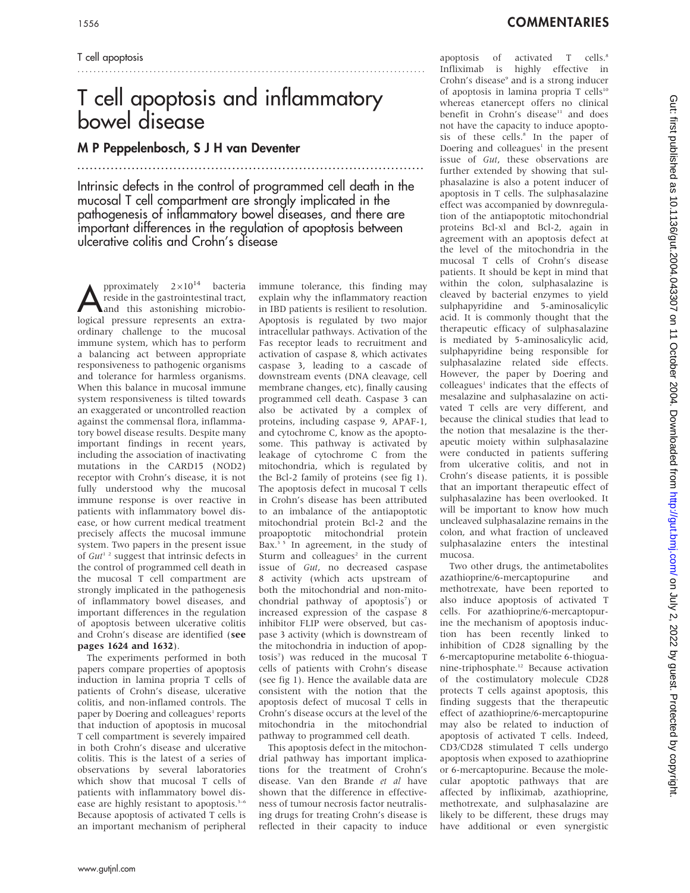T cell apoptosis

# T cell apoptosis and inflammatory bowel disease

## M P Peppelenbosch, S J H van Deventer

**Intrinsic defects in the control of programmed cell death in the mucosal T cell compartment are strongly implicated in the pathogenesis of inflammatory bowel diseases, and there are important differences in the regulation of apoptosis between ulcerative colitis and Crohn's disease**

Approximately $2 \times 10^{14}$ bacteria reside in the gastrointestinal tract, and this astonishing microbiological pressure represents an extraordinary challenge to the mucosal immune system, which has to perform a balancing act between appropriate responsiveness to pathogenic organisms and tolerance for harmless organisms. When this balance in mucosal immune system responsiveness is tilted towards an exaggerated or uncontrolled reaction against the commensal flora, inflammatory bowel disease results. Despite many important findings in recent years, including the association of inactivating mutations in the CARD15 (NOD2) receptor with Crohn's disease, it is not fully understood why the mucosal immune response is over reactive in patients with inflammatory bowel disease, or how current medical treatment precisely affects the mucosal immune system. Two papers in the present issue of *Gut*[1 2] suggest that intrinsic defects in the control of programmed cell death in the mucosal T cell compartment are strongly implicated in the pathogenesis of inflammatory bowel diseases, and important differences in the regulation of apoptosis between ulcerative colitis and Crohn's disease are identified (**see pages 1624 and 1632**).

The experiments performed in both papers compare properties of apoptosis induction in lamina propria T cells of patients of Crohn's disease, ulcerative colitis, and non-inflamed controls. The paper by Doering and colleagues[1] reports that induction of apoptosis in mucosal T cell compartment is severely impaired in both Crohn's disease and ulcerative colitis. This is the latest of a series of observations by several laboratories which show that mucosal T cells of patients with inflammatory bowel disease are highly resistant to apoptosis.[3–6] Because apoptosis of activated T cells is an important mechanism of peripheral immune tolerance, this finding may explain why the inflammatory reaction in IBD patients is resilient to resolution. Apoptosis is regulated by two major intracellular pathways. Activation of the Fas receptor leads to recruitment and activation of caspase 8, which activates caspase 3, leading to a cascade of downstream events (DNA cleavage, cell membrane changes, etc), finally causing programmed cell death. Caspase 3 can also be activated by a complex of proteins, including caspase 9, APAF-1, and cytochrome C, know as the apoptosome. This pathway is activated by leakage of cytochrome C from the mitochondria, which is regulated by the Bcl-2 family of proteins (see fig 1). The apoptosis defect in mucosal T cells in Crohn's disease has been attributed to an imbalance of the antiapoptotic mitochondrial protein Bcl-2 and the proapoptotic mitochondrial protein Bax.[3 5] In agreement, in the study of Sturm and colleagues[2] in the current issue of *Gut*, no decreased caspase 8 activity (which acts upstream of both the mitochondrial and non-mitochondrial pathway of apoptosis[7]) or increased expression of the caspase 8 inhibitor FLIP were observed, but caspase 3 activity (which is downstream of the mitochondria in induction of apoptosis[7]) was reduced in the mucosal T cells of patients with Crohn's disease (see fig 1). Hence the available data are consistent with the notion that the apoptosis defect of mucosal T cells in Crohn's disease occurs at the level of the mitochondria in the mitochondrial pathway to programmed cell death.

This apoptosis defect in the mitochondrial pathway has important implications for the treatment of Crohn's disease. Van den Brande *et al* have shown that the difference in effectiveness of tumour necrosis factor neutralising drugs for treating Crohn's disease is reflected in their capacity to induce apoptosis of activated T cells.[8] Infliximab is highly effective in Crohn's disease[9] and is a strong inducer of apoptosis in lamina propria T cells[10] whereas etanercept offers no clinical benefit in Crohn's disease[11] and does not have the capacity to induce apoptosis of these cells.[8] In the paper of Doering and colleagues[1] in the present issue of *Gut*, these observations are further extended by showing that sulphasalazine is also a potent inducer of apoptosis in T cells. The sulphasalazine effect was accompanied by downregulation of the antiapoptotic mitochondrial proteins Bcl-xl and Bcl-2, again in agreement with an apoptosis defect at the level of the mitochondria in the mucosal T cells of Crohn's disease patients. It should be kept in mind that within the colon, sulphasalazine is cleaved by bacterial enzymes to yield sulphapyridine and 5-aminosalicylic acid. It is commonly thought that the therapeutic efficacy of sulphasalazine is mediated by 5-aminosalicylic acid, sulphapyridine being responsible for sulphasalazine related side effects. However, the paper by Doering and colleagues[1] indicates that the effects of mesalazine and sulphasalazine on activated T cells are very different, and because the clinical studies that lead to the notion that mesalazine is the therapeutic moiety within sulphasalazine were conducted in patients suffering from ulcerative colitis, and not in Crohn's disease patients, it is possible that an important therapeutic effect of sulphasalazine has been overlooked. It will be important to know how much uncleaved sulphasalazine remains in the colon, and what fraction of uncleaved sulphasalazine enters the intestinal mucosa.

Two other drugs, the antimetabolites azathioprine/6-mercaptopurine and methotrexate, have been reported to also induce apoptosis of activated T cells. For azathioprine/6-mercaptopurine the mechanism of apoptosis induction has been recently linked to inhibition of CD28 signalling by the 6-mercaptopurine metabolite 6-thioguanine-triphosphate.[12] Because activation of the costimulatory molecule CD28 protects T cells against apoptosis, this finding suggests that the therapeutic effect of azathioprine/6-mercaptopurine may also be related to induction of apoptosis of activated T cells. Indeed, CD3/CD28 stimulated T cells undergo apoptosis when exposed to azathioprine or 6-mercaptopurine. Because the molecular apoptotic pathways that are affected by infliximab, azathioprine, methotrexate, and sulphasalazine are likely to be different, these drugs may have additional or even synergistic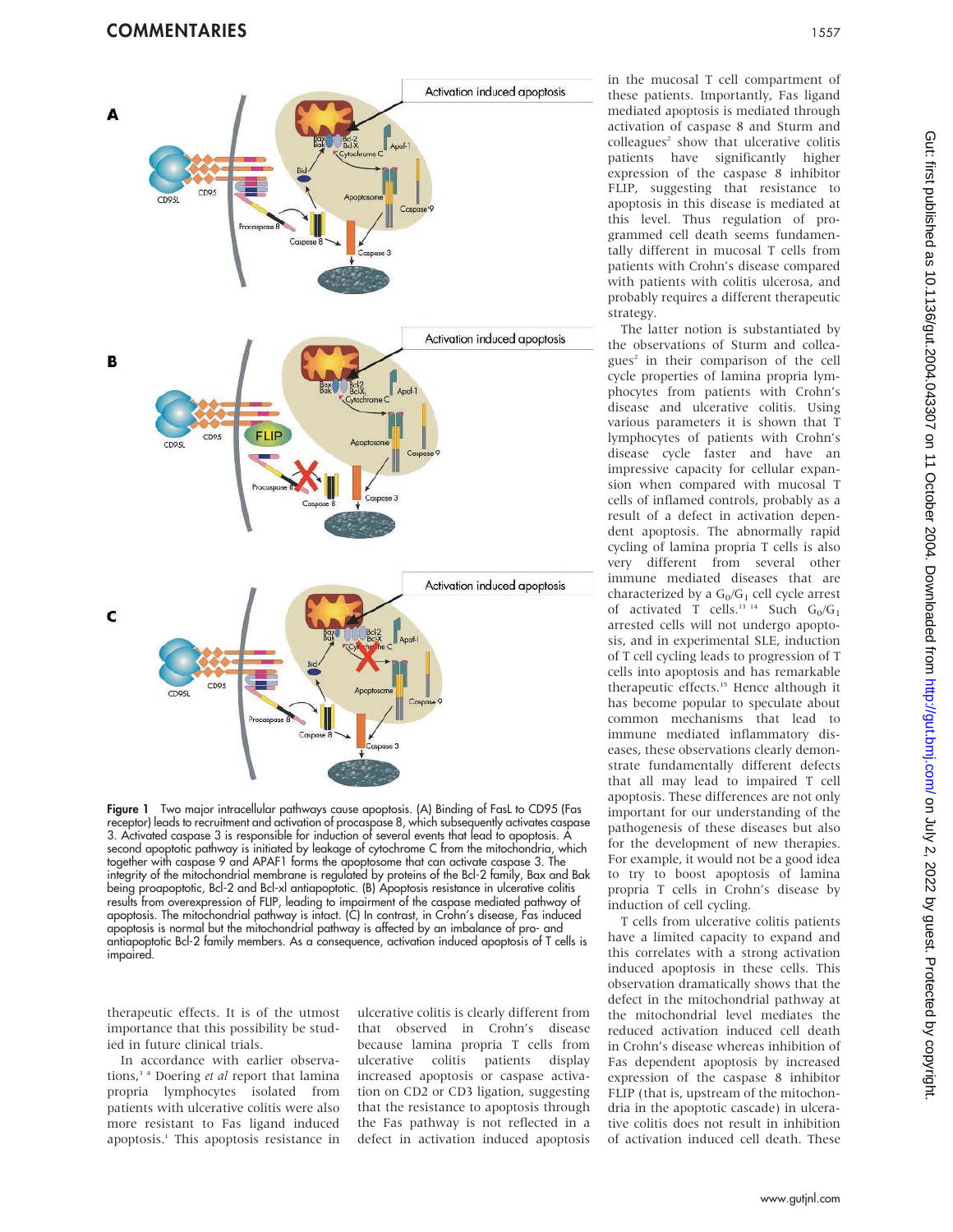Figure 1 Two major intracellular pathways cause apoptosis. (A) Binding of FasL to CD95 (Fas receptor) leads to recruitment and activation of procaspase 8, which subsequently activates caspase 3. Activated caspase 3 is responsible for induction of several events that lead to apoptosis. A second apoptotic pathway is initiated by leakage of cytochrome C from the mitochondria, which together with caspase 9 and APAF1 forms the apoptosome that can activate caspase 3. The integrity of the mitochondrial membrane is regulated by proteins of the Bcl-2 family, Bax and Bak being proapoptotic, Bcl-2 and Bcl-xl antiapoptotic. (B) Apoptosis resistance in ulcerative colitis results from overexpression of FLIP, leading to impairment of the caspase mediated pathway of apoptosis. The mitochondrial pathway is intact. (C) In contrast, in Crohn's disease, Fas induced apoptosis is normal but the mitochondrial pathway is affected by an imbalance of pro- and antiapoptotic Bcl-2 family members. As a consequence, activation induced apoptosis of T cells is impaired.

therapeutic effects. It is of the utmost importance that this possibility be studied in future clinical trials.

In accordance with earlier observations,[3,4] Doering *et al* report that lamina propria lymphocytes isolated from patients with ulcerative colitis were also more resistant to Fas ligand induced apoptosis.[1] This apoptosis resistance in ulcerative colitis is clearly different from that observed in Crohn's disease because lamina propria T cells from ulcerative colitis patients display increased apoptosis or caspase activation on CD2 or CD3 ligation, suggesting that the resistance to apoptosis through the Fas pathway is not reflected in a defect in activation induced apoptosis in the mucosal T cell compartment of these patients. Importantly, Fas ligand mediated apoptosis is mediated through activation of caspase 8 and Sturm and colleagues[2] show that ulcerative colitis patients have significantly higher expression of the caspase 8 inhibitor FLIP, suggesting that resistance to apoptosis in this disease is mediated at this level. Thus regulation of programmed cell death seems fundamentally different in mucosal T cells from patients with Crohn's disease compared with patients with colitis ulcerosa, and probably requires a different therapeutic strategy.

The latter notion is substantiated by the observations of Sturm and colleagues[2] in their comparison of the cell cycle properties of lamina propria lymphocytes from patients with Crohn's disease and ulcerative colitis. Using various parameters it is shown that T lymphocytes of patients with Crohn's disease cycle faster and have an impressive capacity for cellular expansion when compared with mucosal T cells of inflamed controls, probably as a result of a defect in activation dependent apoptosis. The abnormally rapid cycling of lamina propria T cells is also very different from several other immune mediated diseases that are characterized by a $G_0/G_1$ cell cycle arrest of activated T cells.[13,14] Such $G_0/G_1$ arrested cells will not undergo apoptosis, and in experimental SLE, induction of T cell cycling leads to progression of T cells into apoptosis and has remarkable therapeutic effects.[15] Hence although it has become popular to speculate about common mechanisms that lead to immune mediated inflammatory diseases, these observations clearly demonstrate fundamentally different defects that all may lead to impaired T cell apoptosis. These differences are not only important for our understanding of the pathogenesis of these diseases but also for the development of new therapies. For example, it would not be a good idea to try to boost apoptosis of lamina propria T cells in Crohn's disease by induction of cell cycling.

T cells from ulcerative colitis patients have a limited capacity to expand and this correlates with a strong activation induced apoptosis in these cells. This observation dramatically shows that the defect in the mitochondrial pathway at the mitochondrial level mediates the reduced activation induced cell death in Crohn's disease whereas inhibition of Fas dependent apoptosis by increased expression of the caspase 8 inhibitor FLIP (that is, upstream of the mitochondria in the apoptotic cascade) in ulcerative colitis does not result in inhibition of activation induced cell death. These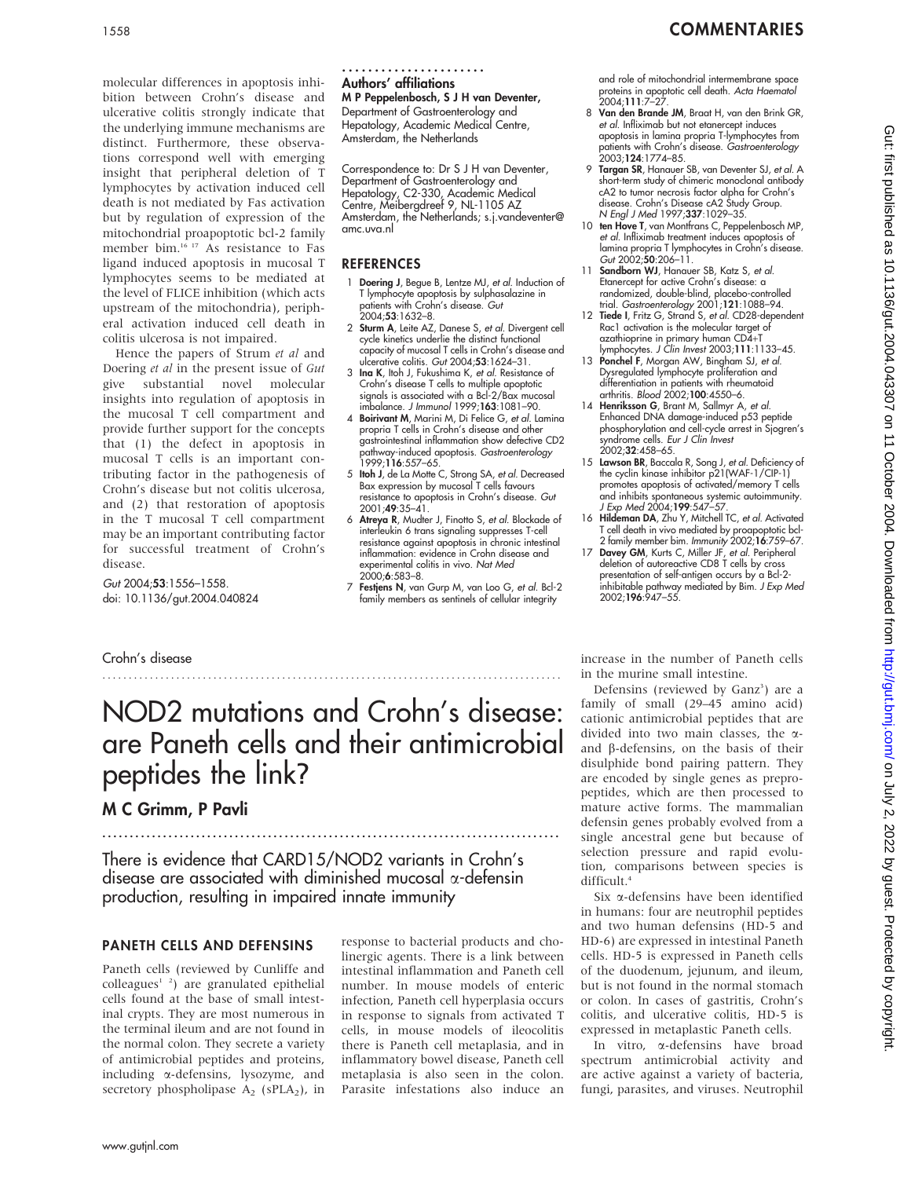molecular differences in apoptosis inhibition between Crohn's disease and ulcerative colitis strongly indicate that the underlying immune mechanisms are distinct. Furthermore, these observations correspond well with emerging insight that peripheral deletion of T lymphocytes by activation induced cell death is not mediated by Fas activation but by regulation of expression of the mitochondrial proapoptotic bcl-2 family member bim.[16 17] As resistance to Fas ligand induced apoptosis in mucosal T lymphocytes seems to be mediated at the level of FLICE inhibition (which acts upstream of the mitochondria), peripheral activation induced cell death in colitis ulcerosa is not impaired.

Hence the papers of Strum *et al* and Doering *et al* in the present issue of *Gut* give substantial novel molecular insights into regulation of apoptosis in the mucosal T cell compartment and provide further support for the concepts that (1) the defect in apoptosis in mucosal T cells is an important contributing factor in the pathogenesis of Crohn's disease but not colitis ulcerosa, and (2) that restoration of apoptosis in the T mucosal T cell compartment may be an important contributing factor for successful treatment of Crohn's disease.

*Gut* 2004;**53**:1556–1558.
doi: 10.1136/gut.2004.040824

### Authors' affiliations

**M P Peppelenbosch, S J H van Deventer,** Department of Gastroenterology and Hepatology, Academic Medical Centre, Amsterdam, the Netherlands

Correspondence to: Dr S J H van Deventer, Department of Gastroenterology and Hepatology, C2-330, Academic Medical Centre, Meibergdreef 9, NL-1105 AZ Amsterdam, the Netherlands; s.j.vandeventer@amc.uva.nl

### REFERENCES

1. **Doering J**, Begue B, Lentze MJ, *et al.* Induction of T lymphocyte apoptosis by sulphasalazine in patients with Crohn's disease. *Gut* 2004;**53**:1632–8.
2. **Sturm A**, Leite AZ, Danese S, *et al.* Divergent cell cycle kinetics underlie the distinct functional capacity of mucosal T cells in Crohn's disease and ulcerative colitis. *Gut* 2004;**53**:1624–31.
3. **Ina K**, Itoh J, Fukushima K, *et al.* Resistance of Crohn's disease T cells to multiple apoptotic signals is associated with a Bcl-2/Bax mucosal imbalance. *J Immunol* 1999;**163**:1081–90.
4. **Boirivant M**, Marini M, Di Felice G, *et al.* Lamina propria T cells in Crohn's disease and other gastrointestinal inflammation show defective CD2 pathway-induced apoptosis. *Gastroenterology* 1999;**116**:557–65.
5. **Itoh J**, de La Motte C, Strong SA, *et al.* Decreased Bax expression by mucosal T cells favours resistance to apoptosis in Crohn's disease. *Gut* 2001;**49**:35–41.
6. **Atreya R**, Mudter J, Finotto S, *et al.* Blockade of interleukin 6 trans signaling suppresses T-cell resistance against apoptosis in chronic intestinal inflammation: evidence in Crohn disease and experimental colitis in vivo. *Nat Med* 2000;**6**:583–8.
7. **Festjens N**, van Gurp M, van Loo G, *et al.* Bcl-2 family members as sentinels of cellular integrity and role of mitochondrial intermembrane space proteins in apoptotic cell death. *Acta Haematol* 2004;**111**:7–27.
8. **Van den Brande JM**, Braat H, van den Brink GR, *et al.* Infliximab but not etanercept induces apoptosis in lamina propria T-lymphocytes from patients with Crohn's disease. *Gastroenterology* 2003;**124**:1774–85.
9. **Targan SR**, Hanauer SB, van Deventer SJ, *et al.* A short-term study of chimeric monoclonal antibody cA2 to tumor necrosis factor alpha for Crohn's disease. Crohn's Disease cA2 Study Group. *N Engl J Med* 1997;**337**:1029–35.
10. **ten Hove T**, van Montfrans C, Peppelenbosch MP, *et al.* Infliximab treatment induces apoptosis of lamina propria T lymphocytes in Crohn's disease. *Gut* 2002;**50**:206–11.
11. **Sandborn WJ**, Hanauer SB, Katz S, *et al.* Etanercept for active Crohn's disease: a randomized, double-blind, placebo-controlled trial. *Gastroenterology* 2001;**121**:1088–94.
12. **Tiede I**, Fritz G, Strand S, *et al.* CD28-dependent Rac1 activation is the molecular target of azathioprine in primary human CD4+T lymphocytes. *J Clin Invest* 2003;**111**:1133–45.
13. **Ponchel F**, Morgan AW, Bingham SJ, *et al.* Dysregulated lymphocyte proliferation and differentiation in patients with rheumatoid arthritis. *Blood* 2002;**100**:4550–6.
14. **Henriksson G**, Brant M, Sallmyr A, *et al.* Enhanced DNA damage-induced p53 peptide phosphorylation and cell-cycle arrest in Sjogren's syndrome cells. *Eur J Clin Invest* 2002;**32**:458–65.
15. **Lawson BR**, Baccala R, Song J, *et al.* Deficiency of the cyclin kinase inhibitor p21(WAF-1/CIP-1) promotes apoptosis of activated/memory T cells and inhibits spontaneous systemic autoimmunity. *J Exp Med* 2004;**199**:547–57.
16. **Hildeman DA**, Zhu Y, Mitchell TC, *et al.* Activated T cell death in vivo mediated by proapoptotic bcl-2 family member bim. *Immunity* 2002;**16**:759–67.
17. **Davey GM**, Kurts C, Miller JF, *et al.* Peripheral deletion of autoreactive CD8 T cells by cross presentation of self-antigen occurs by a Bcl-2-inhibitable pathway mediated by Bim. *J Exp Med* 2002;**196**:947–55.

Crohn's disease

# NOD2 mutations and Crohn's disease: are Paneth cells and their antimicrobial peptides the link?

**M C Grimm, P Pavli**

There is evidence that CARD15/NOD2 variants in Crohn's disease are associated with diminished mucosal α-defensin production, resulting in impaired innate immunity

## PANETH CELLS AND DEFENSINS

Paneth cells (reviewed by Cunliffe and colleagues[1 2]) are granulated epithelial cells found at the base of small intestinal crypts. They are most numerous in the terminal ileum and are not found in the normal colon. They secrete a variety of antimicrobial peptides and proteins, including α-defensins, lysozyme, and secretory phospholipase $A_2$ ($sPLA_2$), in response to bacterial products and cholinergic agents. There is a link between intestinal inflammation and Paneth cell number. In mouse models of enteric infection, Paneth cell hyperplasia occurs in response to signals from activated T cells, in mouse models of ileocolitis there is Paneth cell metaplasia, and in inflammatory bowel disease, Paneth cell metaplasia is also seen in the colon. Parasite infestations also induce an increase in the number of Paneth cells in the murine small intestine.

Defensins (reviewed by Ganz[3]) are a family of small (29–45 amino acid) cationic antimicrobial peptides that are divided into two main classes, the α- and β-defensins, on the basis of their disulphide bond pairing pattern. They are encoded by single genes as prepropeptides, which are then processed to mature active forms. The mammalian defensin genes probably evolved from a single ancestral gene but because of selection pressure and rapid evolution, comparisons between species is difficult.[4]

Six α-defensins have been identified in humans: four are neutrophil peptides and two human defensins (HD-5 and HD-6) are expressed in intestinal Paneth cells. HD-5 is expressed in Paneth cells of the duodenum, jejunum, and ileum, but is not found in the normal stomach or colon. In cases of gastritis, Crohn's colitis, and ulcerative colitis, HD-5 is expressed in metaplastic Paneth cells.

In vitro, α-defensins have broad spectrum antimicrobial activity and are active against a variety of bacteria, fungi, parasites, and viruses. Neutrophil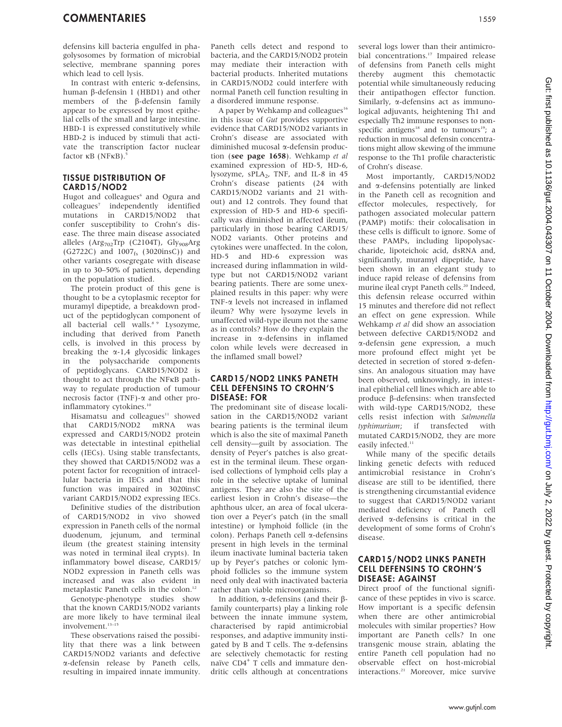defensins kill bacteria engulfed in phagolysosomes by formation of microbial selective, membrane spanning pores which lead to cell lysis.

In contrast with enteric α-defensins, human β-defensin 1 (HBD1) and other members of the β-defensin family appear to be expressed by most epithelial cells of the small and large intestine. HBD-1 is expressed constitutively while HBD-2 is induced by stimuli that activate the transcription factor nuclear factor κB (NFκB).[5]

## TISSUE DISTRIBUTION OF CARD15/NOD2

Hugot and colleagues[6] and Ogura and colleagues[7] independently identified mutations in CARD15/NOD2 that confer susceptibility to Crohn's disease. The three main disease associated alleles ($Arg_{702}Trp$ (C2104T), $Gly_{908}Arg$ (G2722C) and $1007_{fs}$ (3020insC)) and other variants cosegregate with disease in up to 30–50% of patients, depending on the population studied.

The protein product of this gene is thought to be a cytoplasmic receptor for muramyl dipeptide, a breakdown product of the peptidoglycan component of all bacterial cell walls.[8,9] Lysozyme, including that derived from Paneth cells, is involved in this process by breaking the α-1,4 glycosidic linkages in the polysaccharide components of peptidoglycans. CARD15/NOD2 is thought to act through the NFκB pathway to regulate production of tumour necrosis factor (TNF)-α and other proinflammatory cytokines.[10]

Hisamatsu and colleagues[11] showed that CARD15/NOD2 mRNA was expressed and CARD15/NOD2 protein was detectable in intestinal epithelial cells (IECs). Using stable transfectants, they showed that CARD15/NOD2 was a potent factor for recognition of intracellular bacteria in IECs and that this function was impaired in 3020insC variant CARD15/NOD2 expressing IECs.

Definitive studies of the distribution of CARD15/NOD2 in vivo showed expression in Paneth cells of the normal duodenum, jejunum, and terminal ileum (the greatest staining intensity was noted in terminal ileal crypts). In inflammatory bowel disease, CARD15/NOD2 expression in Paneth cells was increased and was also evident in metaplastic Paneth cells in the colon.[12]

Genotype-phenotype studies show that the known CARD15/NOD2 variants are more likely to have terminal ileal involvement.[13–15]

These observations raised the possibility that there was a link between CARD15/NOD2 variants and defective α-defensin release by Paneth cells, resulting in impaired innate immunity. Paneth cells detect and respond to bacteria, and the CARD15/NOD2 protein may mediate their interaction with bacterial products. Inherited mutations in CARD15/NOD2 could interfere with normal Paneth cell function resulting in a disordered immune response.

A paper by Wehkamp and colleagues[16] in this issue of *Gut* provides supportive evidence that CARD15/NOD2 variants in Crohn's disease are associated with diminished mucosal α-defensin production (**see page 1658**). Wehkamp *et al* examined expression of HD-5, HD-6, lysozyme, $sPLA_2$, TNF, and IL-8 in 45 Crohn's disease patients (24 with CARD15/NOD2 variants and 21 without) and 12 controls. They found that expression of HD-5 and HD-6 specifically was diminished in affected ileum, particularly in those bearing CARD15/NOD2 variants. Other proteins and cytokines were unaffected. In the colon, HD-5 and HD-6 expression was increased during inflammation in wild-type but not CARD15/NOD2 variant bearing patients. There are some unexplained results in this paper: why were TNF-α levels not increased in inflamed ileum? Why were lysozyme levels in unaffected wild-type ileum not the same as in controls? How do they explain the increase in α-defensins in inflamed colon while levels were decreased in the inflamed small bowel?

## CARD15/NOD2 LINKS PANETH CELL DEFENSINS TO CROHN'S DISEASE: FOR

The predominant site of disease localisation in the CARD15/NOD2 variant bearing patients is the terminal ileum which is also the site of maximal Paneth cell density—guilt by association. The density of Peyer's patches is also greatest in the terminal ileum. These organised collections of lymphoid cells play a role in the selective uptake of luminal antigens. They are also the site of the earliest lesion in Crohn's disease—the aphthous ulcer, an area of focal ulceration over a Peyer's patch (in the small intestine) or lymphoid follicle (in the colon). Perhaps Paneth cell α-defensins present in high levels in the terminal ileum inactivate luminal bacteria taken up by Peyer's patches or colonic lymphoid follicles so the immune system need only deal with inactivated bacteria rather than viable microorganisms.

In addition, α-defensins (and their β-family counterparts) play a linking role between the innate immune system, characterised by rapid antimicrobial responses, and adaptive immunity instigated by B and T cells. The α-defensins are selectively chemotactic for resting naïve $CD4^+$ T cells and immature dendritic cells although at concentrations several logs lower than their antimicrobial concentrations.[17] Impaired release of defensins from Paneth cells might thereby augment this chemotactic potential while simultaneously reducing their antipathogen effector function. Similarly, α-defensins act as immunological adjuvants, heightening Th1 and especially Th2 immune responses to nonspecific antigens[18] and to tumours[19]; a reduction in mucosal defensin concentrations might allow skewing of the immune response to the Th1 profile characteristic of Crohn's disease.

Most importantly, CARD15/NOD2 and α-defensins potentially are linked in the Paneth cell as recognition and effector molecules, respectively, for pathogen associated molecular pattern (PAMP) motifs: their colocalisation in these cells is difficult to ignore. Some of these PAMPs, including lipopolysaccharide, lipoteichoic acid, dsRNA and, significantly, muramyl dipeptide, have been shown in an elegant study to induce rapid release of defensins from murine ileal crypt Paneth cells.[20] Indeed, this defensin release occurred within 15 minutes and therefore did not reflect an effect on gene expression. While Wehkamp *et al* did show an association between defective CARD15/NOD2 and α-defensin gene expression, a much more profound effect might yet be detected in secretion of stored α-defensins. An analogous situation may have been observed, unknowingly, in intestinal epithelial cell lines which are able to produce β-defensins: when transfected with wild-type CARD15/NOD2, these cells resist infection with *Salmonella typhimurium*; if transfected with mutated CARD15/NOD2, they are more easily infected.[11]

While many of the specific details linking genetic defects with reduced antimicrobial resistance in Crohn's disease are still to be identified, there is strengthening circumstantial evidence to suggest that CARD15/NOD2 variant mediated deficiency of Paneth cell derived α-defensins is critical in the development of some forms of Crohn's disease.

## CARD15/NOD2 LINKS PANETH CELL DEFENSINS TO CROHN'S DISEASE: AGAINST

Direct proof of the functional significance of these peptides in vivo is scarce. How important is a specific defensin when there are other antimicrobial molecules with similar properties? How important are Paneth cells? In one transgenic mouse strain, ablating the entire Paneth cell population had no observable effect on host-microbial interactions.[21] Moreover, mice survive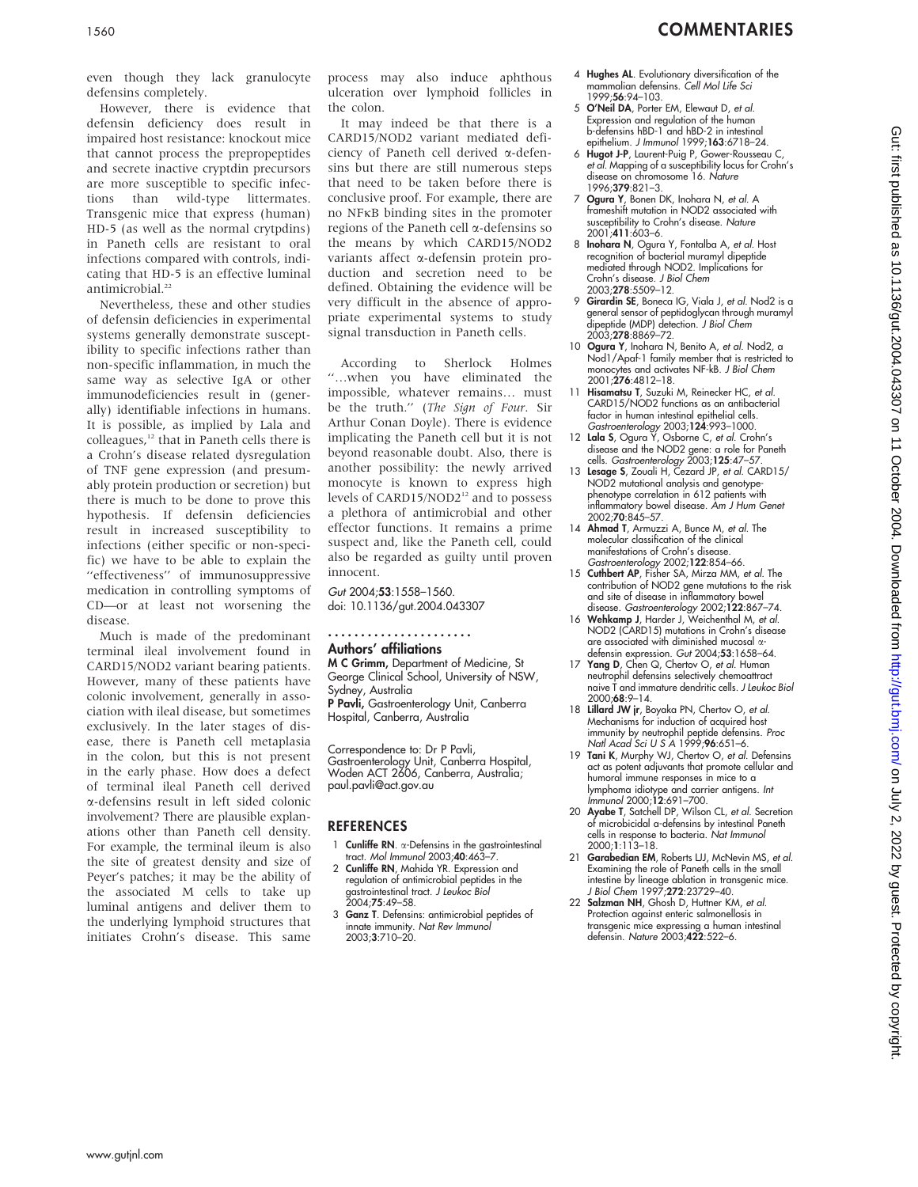even though they lack granulocyte defensins completely.

However, there is evidence that defensin deficiency does result in impaired host resistance: knockout mice that cannot process the prepropeptides and secrete inactive cryptdin precursors are more susceptible to specific infections than wild-type littermates. Transgenic mice that express (human) HD-5 (as well as the normal crytpdins) in Paneth cells are resistant to oral infections compared with controls, indicating that HD-5 is an effective luminal antimicrobial.[22]

Nevertheless, these and other studies of defensin deficiencies in experimental systems generally demonstrate susceptibility to specific infections rather than non-specific inflammation, in much the same way as selective IgA or other immunodeficiencies result in (generally) identifiable infections in humans. It is possible, as implied by Lala and colleagues,[12] that in Paneth cells there is a Crohn's disease related dysregulation of TNF gene expression (and presumably protein production or secretion) but there is much to be done to prove this hypothesis. If defensin deficiencies result in increased susceptibility to infections (either specific or non-specific) we have to be able to explain the "effectiveness" of immunosuppressive medication in controlling symptoms of CD—or at least not worsening the disease.

Much is made of the predominant terminal ileal involvement found in CARD15/NOD2 variant bearing patients. However, many of these patients have colonic involvement, generally in association with ileal disease, but sometimes exclusively. In the later stages of disease, there is Paneth cell metaplasia in the colon, but this is not present in the early phase. How does a defect of terminal ileal Paneth cell derived α-defensins result in left sided colonic involvement? There are plausible explanations other than Paneth cell density. For example, the terminal ileum is also the site of greatest density and size of Peyer's patches; it may be the ability of the associated M cells to take up luminal antigens and deliver them to the underlying lymphoid structures that initiates Crohn's disease. This same process may also induce aphthous ulceration over lymphoid follicles in the colon.

It may indeed be that there is a CARD15/NOD2 variant mediated deficiency of Paneth cell derived α-defensins but there are still numerous steps that need to be taken before there is conclusive proof. For example, there are no NFκB binding sites in the promoter regions of the Paneth cell α-defensins so the means by which CARD15/NOD2 variants affect α-defensin protein production and secretion need to be defined. Obtaining the evidence will be very difficult in the absence of appropriate experimental systems to study signal transduction in Paneth cells.

According to Sherlock Holmes "...when you have eliminated the impossible, whatever remains... must be the truth." (*The Sign of Four*. Sir Arthur Conan Doyle). There is evidence implicating the Paneth cell but it is not beyond reasonable doubt. Also, there is another possibility: the newly arrived monocyte is known to express high levels of CARD15/NOD2[12] and to possess a plethora of antimicrobial and other effector functions. It remains a prime suspect and, like the Paneth cell, could also be regarded as guilty until proven innocent.

*Gut* 2004;53:1558–1560.
doi: 10.1136/gut.2004.043307

## Authors' affiliations

**M C Grimm,** Department of Medicine, St George Clinical School, University of NSW, Sydney, Australia
**P Pavli,** Gastroenterology Unit, Canberra Hospital, Canberra, Australia

Correspondence to: Dr P Pavli, Gastroenterology Unit, Canberra Hospital, Woden ACT 2606, Canberra, Australia; paul.pavli@act.gov.au

## REFERENCES

1. **Cunliffe RN**. α-Defensins in the gastrointestinal tract. *Mol Immunol* 2003;**40**:463–7.
2. **Cunliffe RN**, Mahida YR. Expression and regulation of antimicrobial peptides in the gastrointestinal tract. *J Leukoc Biol* 2004;**75**:49–58.
3. **Ganz T**. Defensins: antimicrobial peptides of innate immunity. *Nat Rev Immunol* 2003;**3**:710–20.
4. **Hughes AL**. Evolutionary diversification of the mammalian defensins. *Cell Mol Life Sci* 1999;**56**:94–103.
5. **O'Neil DA**, Porter EM, Elewaut D, *et al*. Expression and regulation of the human b-defensins hBD-1 and hBD-2 in intestinal epithelium. *J Immunol* 1999;**163**:6718–24.
6. **Hugot J-P**, Laurent-Puig P, Gower-Rousseau C, *et al*. Mapping of a susceptibility locus for Crohn's disease on chromosome 16. *Nature* 1996;**379**:821–3.
7. **Ogura Y**, Bonen DK, Inohara N, *et al*. A frameshift mutation in NOD2 associated with susceptibility to Crohn's disease. *Nature* 2001;**411**:603–6.
8. **Inohara N**, Ogura Y, Fontalba A, *et al*. Host recognition of bacterial muramyl dipeptide mediated through NOD2. Implications for Crohn's disease. *J Biol Chem* 2003;**278**:5509–12.
9. **Girardin SE**, Boneca IG, Viala J, *et al*. Nod2 is a general sensor of peptidoglycan through muramyl dipeptide (MDP) detection. *J Biol Chem* 2003;**278**:8869–72.
10. **Ogura Y**, Inohara N, Benito A, *et al*. Nod2, a Nod1/Apaf-1 family member that is restricted to monocytes and activates NF-kB. *J Biol Chem* 2001;**276**:4812–18.
11. **Hisamatsu T**, Suzuki M, Reinecker HC, *et al*. CARD15/NOD2 functions as an antibacterial factor in human intestinal epithelial cells. *Gastroenterology* 2003;**124**:993–1000.
12. **Lala S**, Ogura Y, Osborne C, *et al*. Crohn's disease and the NOD2 gene: a role for Paneth cells. *Gastroenterology* 2003;**125**:47–57.
13. **Lesage S**, Zouali H, Cezard JP, *et al*. CARD15/NOD2 mutational analysis and genotype-phenotype correlation in 612 patients with inflammatory bowel disease. *Am J Hum Genet* 2002;**70**:845–57.
14. **Ahmad T**, Armuzzi A, Bunce M, *et al*. The molecular classification of the clinical manifestations of Crohn's disease. *Gastroenterology* 2002;**122**:854–66.
15. **Cuthbert AP**, Fisher SA, Mirza MM, *et al*. The contribution of NOD2 gene mutations to the risk and site of disease in inflammatory bowel disease. *Gastroenterology* 2002;**122**:867–74.
16. **Wehkamp J**, Harder J, Weichenthal M, *et al*. NOD2 (CARD15) mutations in Crohn's disease are associated with diminished mucosal α-defensin expression. *Gut* 2004;**53**:1658–64.
17. **Yang D**, Chen Q, Chertov O, *et al*. Human neutrophil defensins selectively chemoattract naive T and immature dendritic cells. *J Leukoc Biol* 2000;**68**:9–14.
18. **Lillard JW jr**, Boyaka PN, Chertov O, *et al*. Mechanisms for induction of acquired host immunity by neutrophil peptide defensins. *Proc Natl Acad Sci U S A* 1999;**96**:651–6.
19. **Tani K**, Murphy WJ, Chertov O, *et al*. Defensins act as potent adjuvants that promote cellular and humoral immune responses in mice to a lymphoma idiotype and carrier antigens. *Int Immunol* 2000;**12**:691–700.
20. **Ayabe T**, Satchell DP, Wilson CL, *et al*. Secretion of microbicidal α-defensins by intestinal Paneth cells in response to bacteria. *Nat Immunol* 2000;**1**:113–18.
21. **Garabedian EM**, Roberts LJJ, McNevin MS, *et al*. Examining the role of Paneth cells in the small intestine by lineage ablation in transgenic mice. *J Biol Chem* 1997;**272**:23729–40.
22. **Salzman NH**, Ghosh D, Huttner KM, *et al*. Protection against enteric salmonellosis in transgenic mice expressing a human intestinal defensin. *Nature* 2003;**422**:522–6.